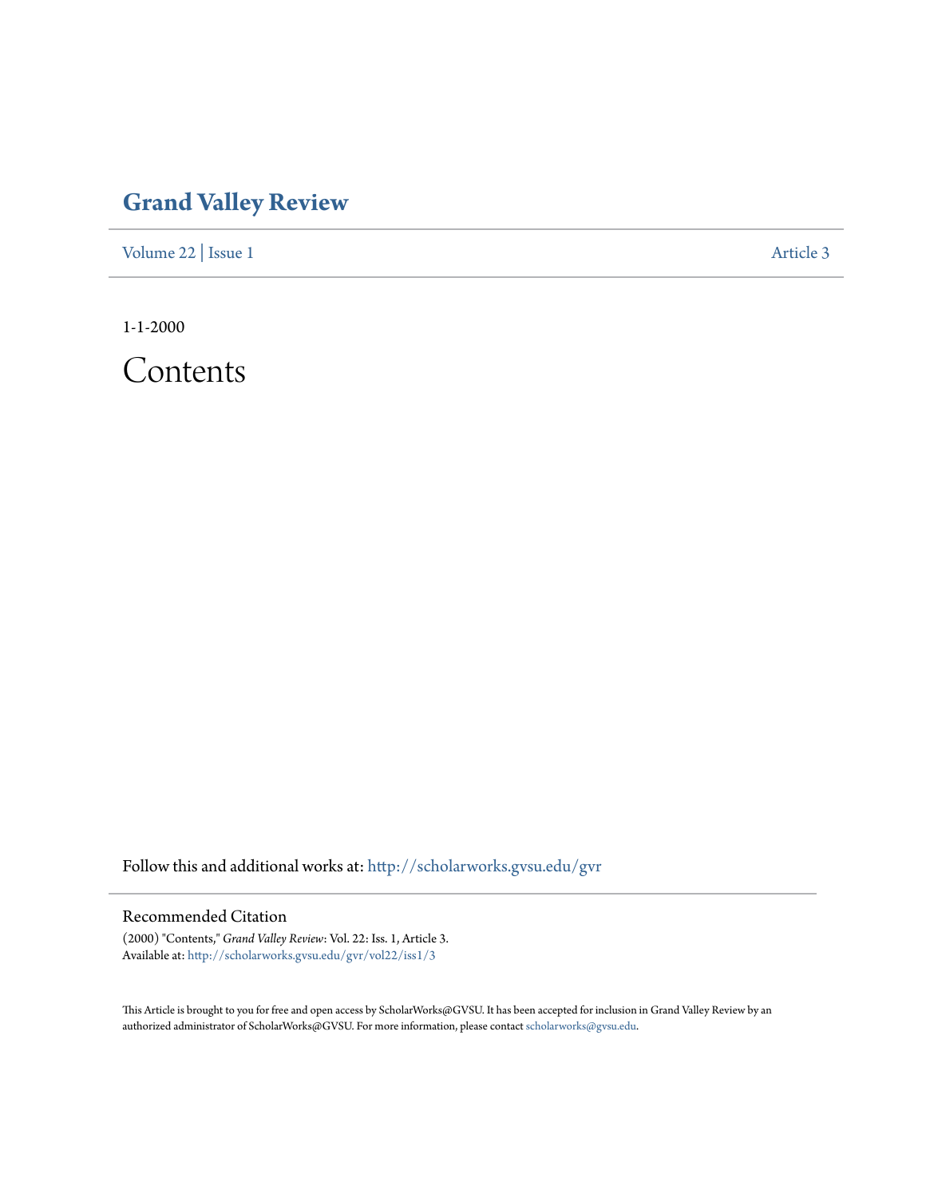# Grand Valley Review

Volume 22 | Issue 1 Article 3

1-1-2000

# Contents

Follow this and additional works at: http://scholarworks.gvsu.edu/gvr

## Recommended Citation

(2000) "Contents," *Grand Valley Review*: Vol. 22: Iss. 1, Article 3.
Available at: http://scholarworks.gvsu.edu/gvr/vol22/iss1/3

This Article is brought to you for free and open access by ScholarWorks@GVSU. It has been accepted for inclusion in Grand Valley Review by an authorized administrator of ScholarWorks@GVSU. For more information, please contact scholarworks@gvsu.edu.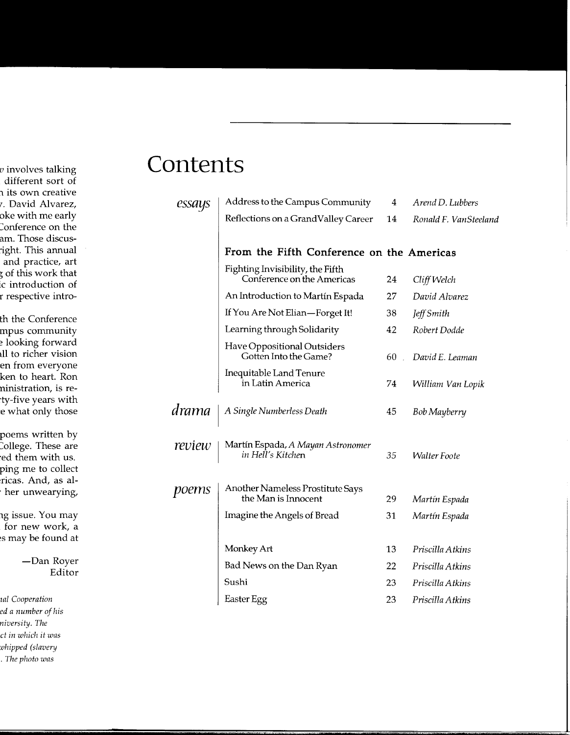# Contents

| | | | |
|---|---|---|---|
| *essays* | Address to the Campus Community | 4 | *Arend D. Lubbers* |
| | Reflections on a GrandValley Career | 14 | *Ronald F. VanSteeland* |
| | **From the Fifth Conference on the Americas** | | |
| | Fighting Invisibility, the Fifth Conference on the Americas | 24 | *Cliff Welch* |
| | An Introduction to Martín Espada | 27 | *David Alvarez* |
| | If You Are Not Elian—Forget It! | 38 | *Jeff Smith* |
| | Learning through Solidarity | 42 | *Robert Dodde* |
| | Have Oppositional Outsiders Gotten Into the Game? | 60 | *David E. Leaman* |
| | Inequitable Land Tenure in Latin America | 74 | *William Van Lopik* |
| *drama* | *A Single Numberless Death* | 45 | *Bob Mayberry* |
| *review* | Martín Espada, *A Mayan Astronomer in Hell's Kitchen* | 35 | *Walter Foote* |
| *poems* | Another Nameless Prostitute Says the Man is Innocent | 29 | *Martín Espada* |
| | Imagine the Angels of Bread | 31 | *Martín Espada* |
| | Monkey Art | 13 | *Priscilla Atkins* |
| | Bad News on the Dan Ryan | 22 | *Priscilla Atkins* |
| | Sushi | 23 | *Priscilla Atkins* |
| | Easter Egg | 23 | *Priscilla Atkins* |